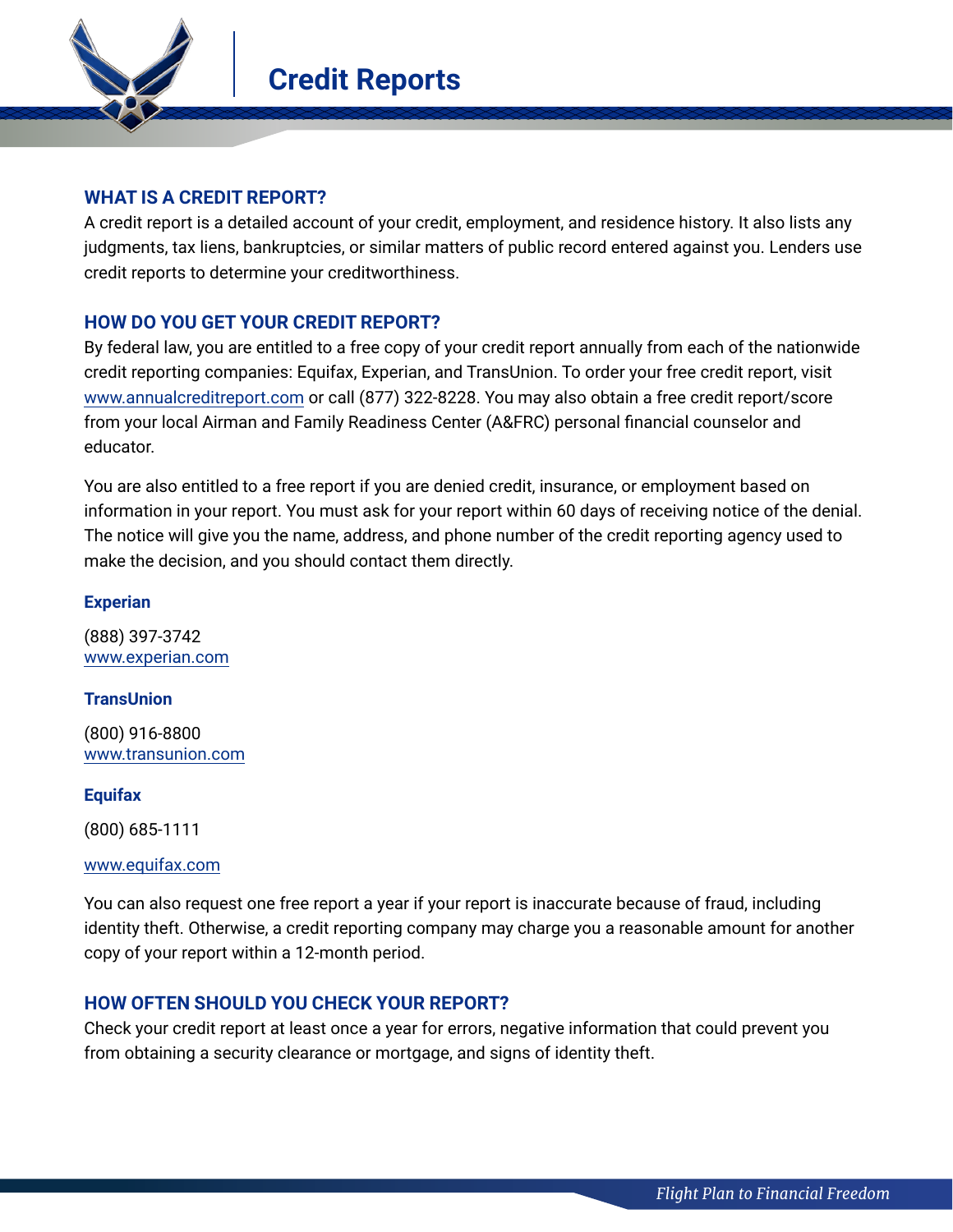# Credit Reports

## WHAT IS A CREDIT REPORT?

A credit report is a detailed account of your credit, employment, and residence history. It also lists any judgments, tax liens, bankruptcies, or similar matters of public record entered against you. Lenders use credit reports to determine your creditworthiness.

## HOW DO YOU GET YOUR CREDIT REPORT?

By federal law, you are entitled to a free copy of your credit report annually from each of the nationwide credit reporting companies: Equifax, Experian, and TransUnion. To order your free credit report, visit www.annualcreditreport.com or call (877) 322-8228. You may also obtain a free credit report/score from your local Airman and Family Readiness Center (A&FRC) personal financial counselor and educator.

You are also entitled to a free report if you are denied credit, insurance, or employment based on information in your report. You must ask for your report within 60 days of receiving notice of the denial. The notice will give you the name, address, and phone number of the credit reporting agency used to make the decision, and you should contact them directly.

**Experian**

(888) 397-3742
www.experian.com

**TransUnion**

(800) 916-8800
www.transunion.com

**Equifax**

(800) 685-1111

www.equifax.com

You can also request one free report a year if your report is inaccurate because of fraud, including identity theft. Otherwise, a credit reporting company may charge you a reasonable amount for another copy of your report within a 12-month period.

## HOW OFTEN SHOULD YOU CHECK YOUR REPORT?

Check your credit report at least once a year for errors, negative information that could prevent you from obtaining a security clearance or mortgage, and signs of identity theft.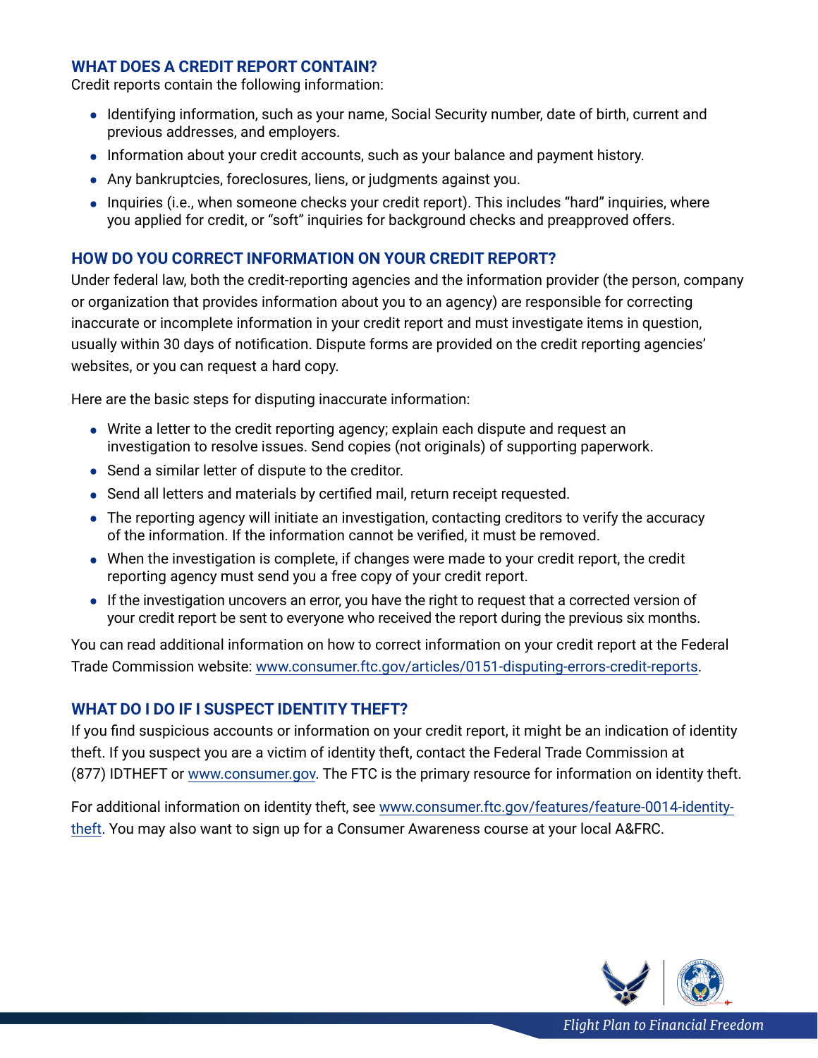## WHAT DOES A CREDIT REPORT CONTAIN?

Credit reports contain the following information:

- Identifying information, such as your name, Social Security number, date of birth, current and previous addresses, and employers.
- Information about your credit accounts, such as your balance and payment history.
- Any bankruptcies, foreclosures, liens, or judgments against you.
- Inquiries (i.e., when someone checks your credit report). This includes "hard" inquiries, where you applied for credit, or "soft" inquiries for background checks and preapproved offers.

## HOW DO YOU CORRECT INFORMATION ON YOUR CREDIT REPORT?

Under federal law, both the credit-reporting agencies and the information provider (the person, company or organization that provides information about you to an agency) are responsible for correcting inaccurate or incomplete information in your credit report and must investigate items in question, usually within 30 days of notification. Dispute forms are provided on the credit reporting agencies' websites, or you can request a hard copy.

Here are the basic steps for disputing inaccurate information:

- Write a letter to the credit reporting agency; explain each dispute and request an investigation to resolve issues. Send copies (not originals) of supporting paperwork.
- Send a similar letter of dispute to the creditor.
- Send all letters and materials by certified mail, return receipt requested.
- The reporting agency will initiate an investigation, contacting creditors to verify the accuracy of the information. If the information cannot be verified, it must be removed.
- When the investigation is complete, if changes were made to your credit report, the credit reporting agency must send you a free copy of your credit report.
- If the investigation uncovers an error, you have the right to request that a corrected version of your credit report be sent to everyone who received the report during the previous six months.

You can read additional information on how to correct information on your credit report at the Federal Trade Commission website: www.consumer.ftc.gov/articles/0151-disputing-errors-credit-reports.

## WHAT DO I DO IF I SUSPECT IDENTITY THEFT?

If you find suspicious accounts or information on your credit report, it might be an indication of identity theft. If you suspect you are a victim of identity theft, contact the Federal Trade Commission at (877) IDTHEFT or www.consumer.gov. The FTC is the primary resource for information on identity theft.

For additional information on identity theft, see www.consumer.ftc.gov/features/feature-0014-identity-theft. You may also want to sign up for a Consumer Awareness course at your local A&FRC.